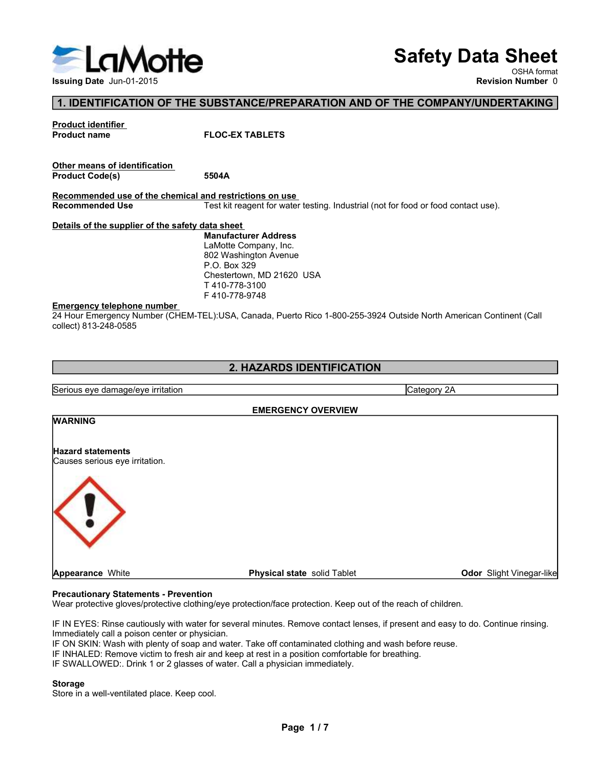# Safety Data Sheet

OSHA format

**Issuing Date** Jun-01-2015

**Revision Number** 0

## 1. IDENTIFICATION OF THE SUBSTANCE/PREPARATION AND OF THE COMPANY/UNDERTAKING

**Product identifier**

**Product name** FLOC-EX TABLETS

**Other means of identification**

**Product Code(s)** 5504A

**Recommended use of the chemical and restrictions on use**

**Recommended Use** Test kit reagent for water testing. Industrial (not for food or food contact use).

**Details of the supplier of the safety data sheet**

**Manufacturer Address**
LaMotte Company, Inc.
802 Washington Avenue
P.O. Box 329
Chestertown, MD 21620 USA
T 410-778-3100
F 410-778-9748

**Emergency telephone number**

24 Hour Emergency Number (CHEM-TEL):USA, Canada, Puerto Rico 1-800-255-3924 Outside North American Continent (Call collect) 813-248-0585

## 2. HAZARDS IDENTIFICATION

| Serious eye damage/eye irritation | Category 2A |
| --- | --- |

**EMERGENCY OVERVIEW**

**WARNING**

**Hazard statements**

Causes serious eye irritation.

**Appearance** White  **Physical state** solid Tablet  **Odor** Slight Vinegar-like

**Precautionary Statements - Prevention**

Wear protective gloves/protective clothing/eye protection/face protection. Keep out of the reach of children.

IF IN EYES: Rinse cautiously with water for several minutes. Remove contact lenses, if present and easy to do. Continue rinsing. Immediately call a poison center or physician.
IF ON SKIN: Wash with plenty of soap and water. Take off contaminated clothing and wash before reuse.
IF INHALED: Remove victim to fresh air and keep at rest in a position comfortable for breathing.
IF SWALLOWED:. Drink 1 or 2 glasses of water. Call a physician immediately.

**Storage**

Store in a well-ventilated place. Keep cool.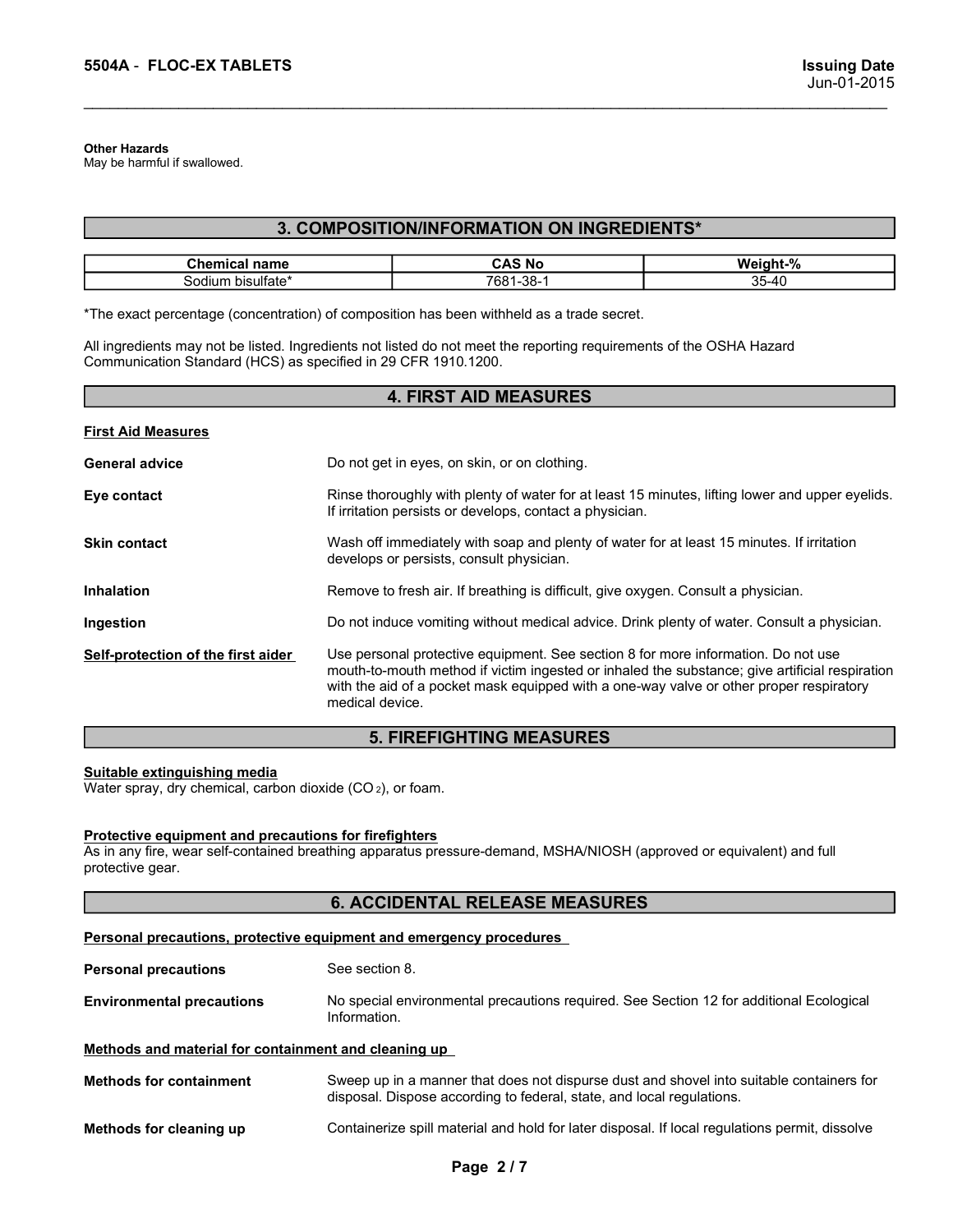**Other Hazards**
May be harmful if swallowed.

## 3. COMPOSITION/INFORMATION ON INGREDIENTS*

| Chemical name | CAS No | Weight-% |
|---|---|---|
| Sodium bisulfate* | 7681-38-1 | 35-40 |

*The exact percentage (concentration) of composition has been withheld as a trade secret.

All ingredients may not be listed. Ingredients not listed do not meet the reporting requirements of the OSHA Hazard Communication Standard (HCS) as specified in 29 CFR 1910.1200.

## 4. FIRST AID MEASURES

**First Aid Measures**

**General advice** Do not get in eyes, on skin, or on clothing.

**Eye contact** Rinse thoroughly with plenty of water for at least 15 minutes, lifting lower and upper eyelids. If irritation persists or develops, contact a physician.

**Skin contact** Wash off immediately with soap and plenty of water for at least 15 minutes. If irritation develops or persists, consult physician.

**Inhalation** Remove to fresh air. If breathing is difficult, give oxygen. Consult a physician.

**Ingestion** Do not induce vomiting without medical advice. Drink plenty of water. Consult a physician.

**Self-protection of the first aider** Use personal protective equipment. See section 8 for more information. Do not use mouth-to-mouth method if victim ingested or inhaled the substance; give artificial respiration with the aid of a pocket mask equipped with a one-way valve or other proper respiratory medical device.

## 5. FIREFIGHTING MEASURES

**Suitable extinguishing media**
Water spray, dry chemical, carbon dioxide ($CO_2$), or foam.

**Protective equipment and precautions for firefighters**
As in any fire, wear self-contained breathing apparatus pressure-demand, MSHA/NIOSH (approved or equivalent) and full protective gear.

## 6. ACCIDENTAL RELEASE MEASURES

**Personal precautions, protective equipment and emergency procedures**

**Personal precautions** See section 8.

**Environmental precautions** No special environmental precautions required. See Section 12 for additional Ecological Information.

**Methods and material for containment and cleaning up**

**Methods for containment** Sweep up in a manner that does not dispurse dust and shovel into suitable containers for disposal. Dispose according to federal, state, and local regulations.

**Methods for cleaning up** Containerize spill material and hold for later disposal. If local regulations permit, dissolve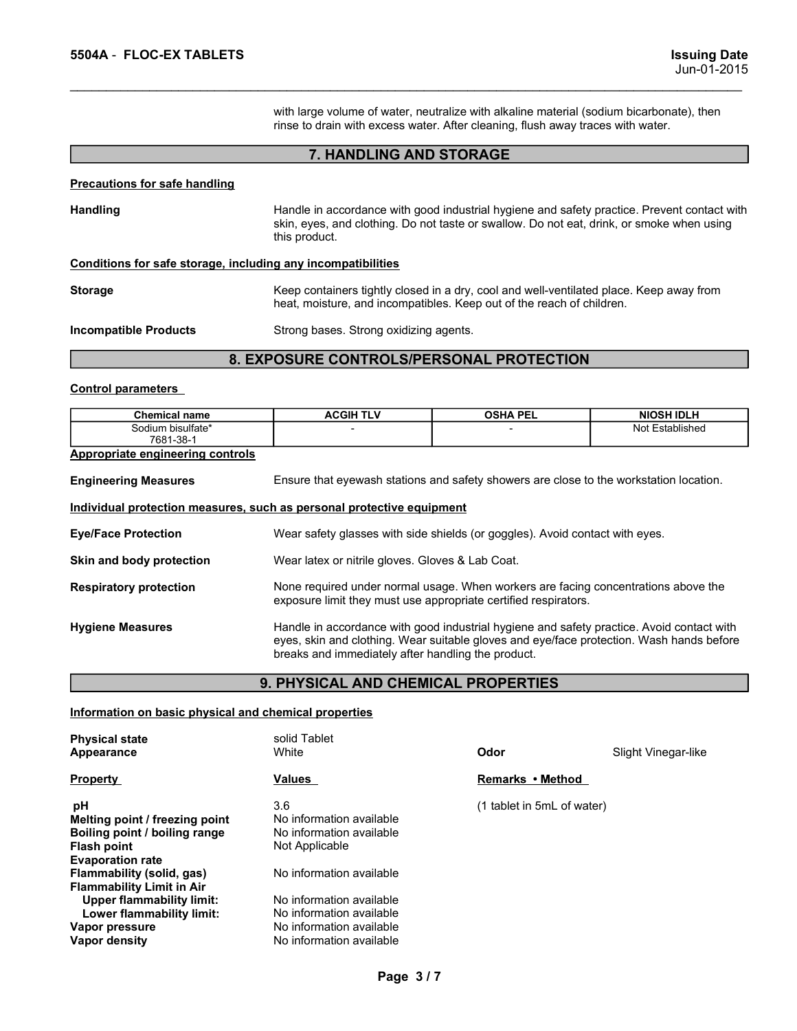with large volume of water, neutralize with alkaline material (sodium bicarbonate), then rinse to drain with excess water. After cleaning, flush away traces with water.

## 7. HANDLING AND STORAGE

**Precautions for safe handling**

**Handling** Handle in accordance with good industrial hygiene and safety practice. Prevent contact with skin, eyes, and clothing. Do not taste or swallow. Do not eat, drink, or smoke when using this product.

**Conditions for safe storage, including any incompatibilities**

**Storage** Keep containers tightly closed in a dry, cool and well-ventilated place. Keep away from heat, moisture, and incompatibles. Keep out of the reach of children.

**Incompatible Products** Strong bases. Strong oxidizing agents.

## 8. EXPOSURE CONTROLS/PERSONAL PROTECTION

**Control parameters**

| Chemical name | ACGIH TLV | OSHA PEL | NIOSH IDLH |
|---|---|---|---|
| Sodium bisulfate* 7681-38-1 | - | - | Not Established |

**Appropriate engineering controls**

**Engineering Measures** Ensure that eyewash stations and safety showers are close to the workstation location.

**Individual protection measures, such as personal protective equipment**

**Eye/Face Protection** Wear safety glasses with side shields (or goggles). Avoid contact with eyes.

**Skin and body protection** Wear latex or nitrile gloves. Gloves & Lab Coat.

**Respiratory protection** None required under normal usage. When workers are facing concentrations above the exposure limit they must use appropriate certified respirators.

**Hygiene Measures** Handle in accordance with good industrial hygiene and safety practice. Avoid contact with eyes, skin and clothing. Wear suitable gloves and eye/face protection. Wash hands before breaks and immediately after handling the product.

## 9. PHYSICAL AND CHEMICAL PROPERTIES

**Information on basic physical and chemical properties**

**Physical state** solid Tablet
**Appearance** White
**Odor** Slight Vinegar-like

| Property | Values | Remarks • Method |
|---|---|---|
| **pH** | 3.6 | (1 tablet in 5mL of water) |
| **Melting point / freezing point** | No information available | |
| **Boiling point / boiling range** | No information available | |
| **Flash point** | Not Applicable | |
| **Evaporation rate** | | |
| **Flammability (solid, gas)** | No information available | |
| **Flammability Limit in Air** | | |
| **Upper flammability limit:** | No information available | |
| **Lower flammability limit:** | No information available | |
| **Vapor pressure** | No information available | |
| **Vapor density** | No information available | |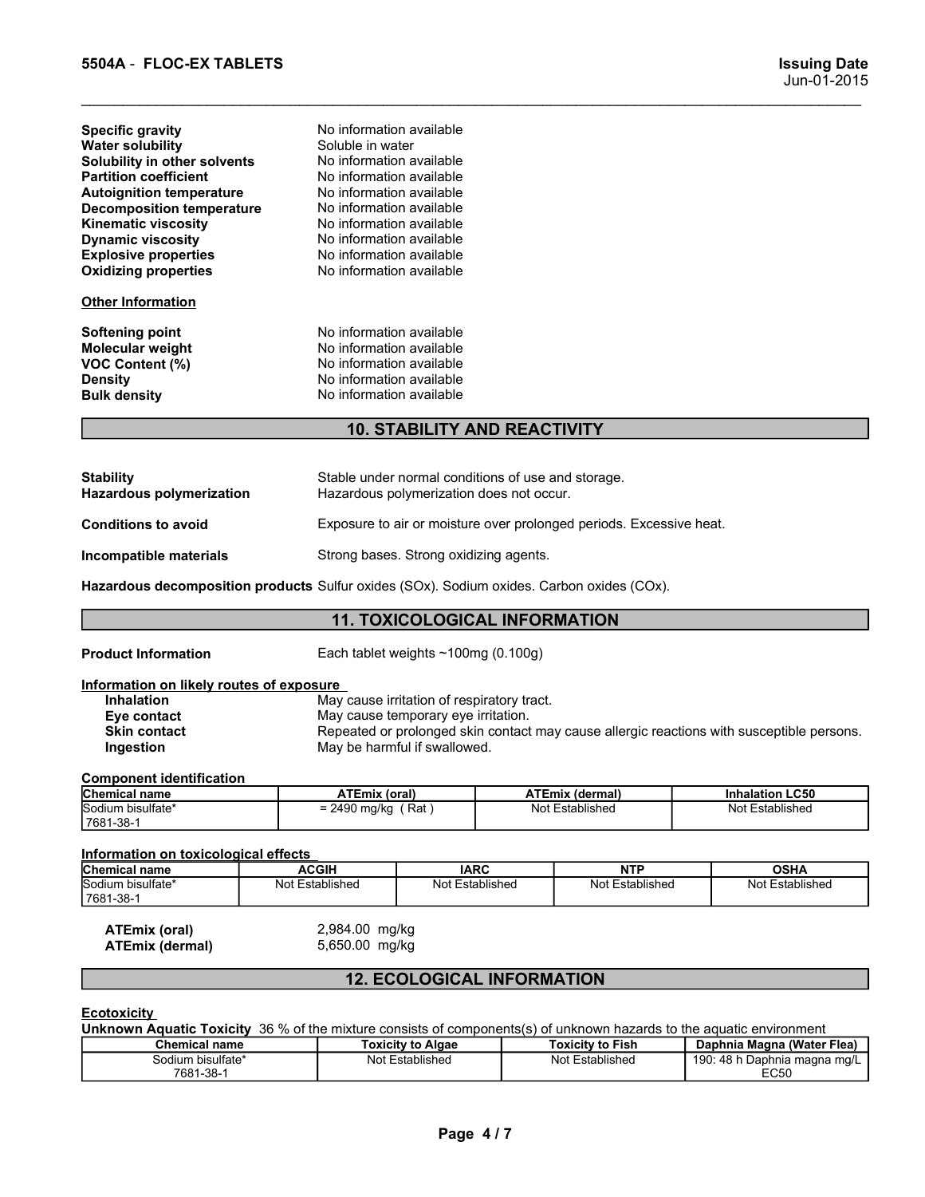| | |
|---|---|
| **Specific gravity** | No information available |
| **Water solubility** | Soluble in water |
| **Solubility in other solvents** | No information available |
| **Partition coefficient** | No information available |
| **Autoignition temperature** | No information available |
| **Decomposition temperature** | No information available |
| **Kinematic viscosity** | No information available |
| **Dynamic viscosity** | No information available |
| **Explosive properties** | No information available |
| **Oxidizing properties** | No information available |

**Other Information**

| | |
|---|---|
| **Softening point** | No information available |
| **Molecular weight** | No information available |
| **VOC Content (%)** | No information available |
| **Density** | No information available |
| **Bulk density** | No information available |

## 10. STABILITY AND REACTIVITY

**Stability** Stable under normal conditions of use and storage.

**Hazardous polymerization** Hazardous polymerization does not occur.

**Conditions to avoid** Exposure to air or moisture over prolonged periods. Excessive heat.

**Incompatible materials** Strong bases. Strong oxidizing agents.

**Hazardous decomposition products** Sulfur oxides (SOx). Sodium oxides. Carbon oxides (COx).

## 11. TOXICOLOGICAL INFORMATION

**Product Information** Each tablet weights ~100mg (0.100g)

**Information on likely routes of exposure**

| | |
|---|---|
| **Inhalation** | May cause irritation of respiratory tract. |
| **Eye contact** | May cause temporary eye irritation. |
| **Skin contact** | Repeated or prolonged skin contact may cause allergic reactions with susceptible persons. |
| **Ingestion** | May be harmful if swallowed. |

**Component identification**

| Chemical name | ATEmix (oral) | ATEmix (dermal) | Inhalation LC50 |
|---|---|---|---|
| Sodium bisulfate* 7681-38-1 | = 2490 mg/kg ( Rat ) | Not Established | Not Established |

**Information on toxicological effects**

| Chemical name | ACGIH | IARC | NTP | OSHA |
|---|---|---|---|---|
| Sodium bisulfate* 7681-38-1 | Not Established | Not Established | Not Established | Not Established |

| | |
|---|---|
| **ATEmix (oral)** | 2,984.00 mg/kg |
| **ATEmix (dermal)** | 5,650.00 mg/kg |

## 12. ECOLOGICAL INFORMATION

**Ecotoxicity**

**Unknown Aquatic Toxicity** 36 % of the mixture consists of components(s) of unknown hazards to the aquatic environment

| Chemical name | Toxicity to Algae | Toxicity to Fish | Daphnia Magna (Water Flea) |
|---|---|---|---|
| Sodium bisulfate* 7681-38-1 | Not Established | Not Established | 190: 48 h Daphnia magna mg/L EC50 |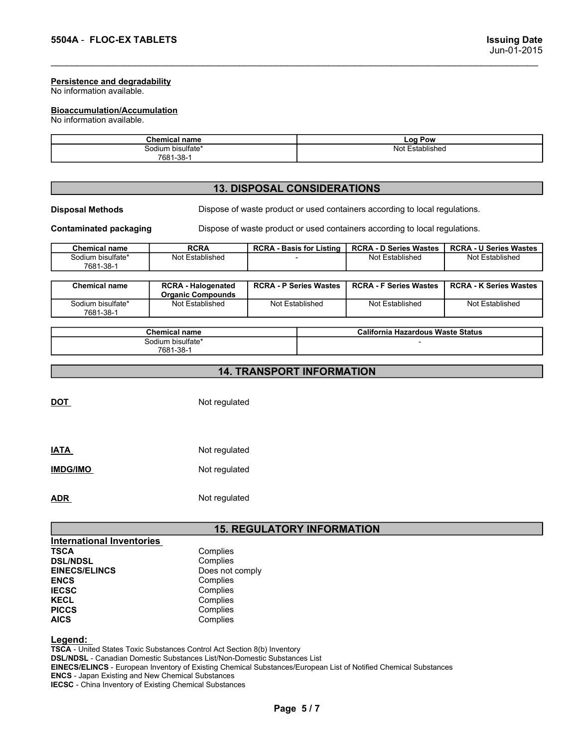### Persistence and degradability

No information available.

### Bioaccumulation/Accumulation

No information available.

| Chemical name | Log Pow |
|---|---|
| Sodium bisulfate* 7681-38-1 | Not Established |

## 13. DISPOSAL CONSIDERATIONS

**Disposal Methods** Dispose of waste product or used containers according to local regulations.

**Contaminated packaging** Dispose of waste product or used containers according to local regulations.

| Chemical name | RCRA | RCRA - Basis for Listing | RCRA - D Series Wastes | RCRA - U Series Wastes |
|---|---|---|---|---|
| Sodium bisulfate* 7681-38-1 | Not Established | - | Not Established | Not Established |

| Chemical name | RCRA - Halogenated Organic Compounds | RCRA - P Series Wastes | RCRA - F Series Wastes | RCRA - K Series Wastes |
|---|---|---|---|---|
| Sodium bisulfate* 7681-38-1 | Not Established | Not Established | Not Established | Not Established |

| Chemical name | California Hazardous Waste Status |
|---|---|
| Sodium bisulfate* 7681-38-1 | - |

## 14. TRANSPORT INFORMATION

**DOT** Not regulated

**IATA** Not regulated

**IMDG/IMO** Not regulated

**ADR** Not regulated

## 15. REGULATORY INFORMATION

### International Inventories

**TSCA** Complies
**DSL/NDSL** Complies
**EINECS/ELINCS** Does not comply
**ENCS** Complies
**IECSC** Complies
**KECL** Complies
**PICCS** Complies
**AICS** Complies

### Legend:

**TSCA** - United States Toxic Substances Control Act Section 8(b) Inventory
**DSL/NDSL** - Canadian Domestic Substances List/Non-Domestic Substances List
**EINECS/ELINCS** - European Inventory of Existing Chemical Substances/European List of Notified Chemical Substances
**ENCS** - Japan Existing and New Chemical Substances
**IECSC** - China Inventory of Existing Chemical Substances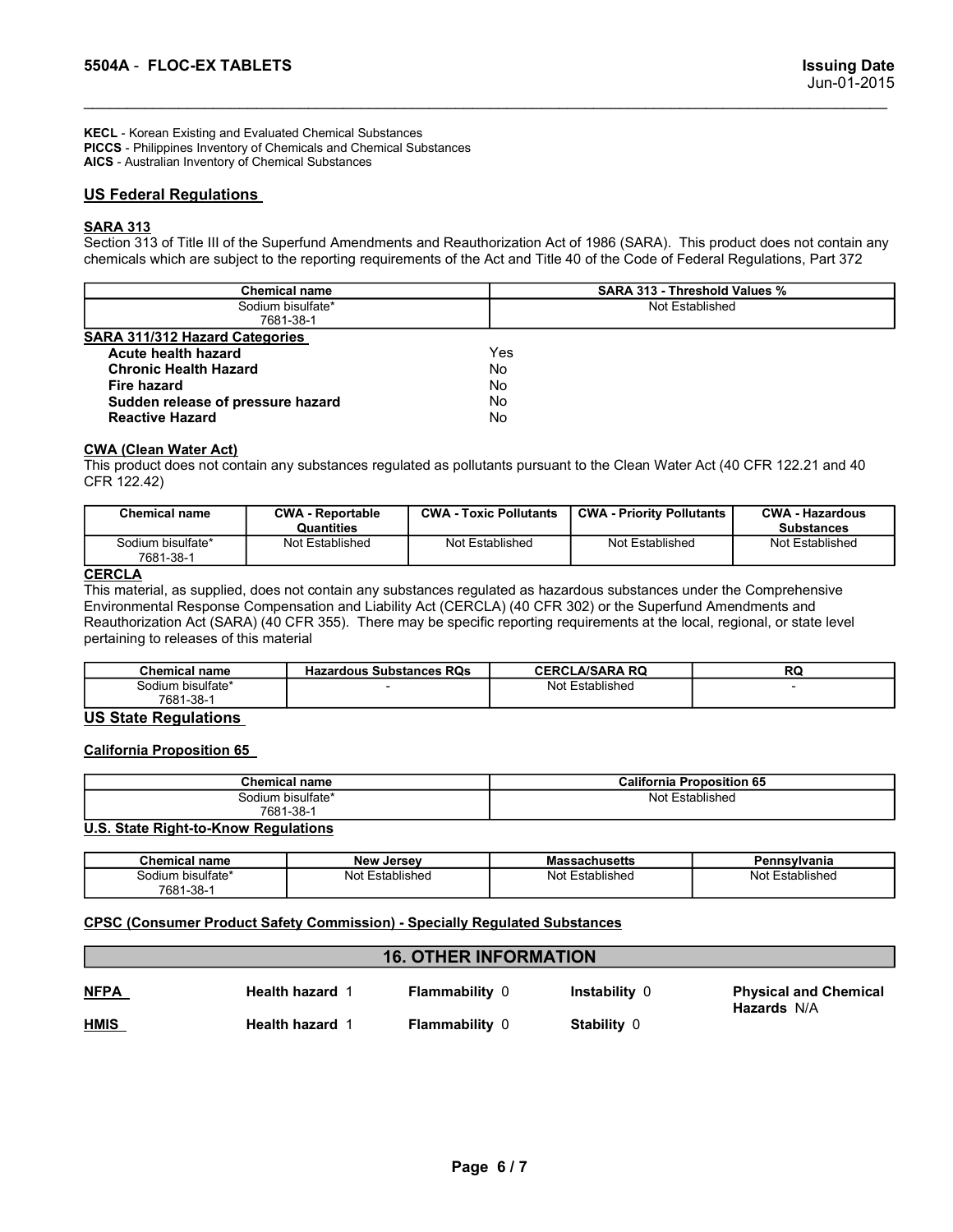**KECL** - Korean Existing and Evaluated Chemical Substances
**PICCS** - Philippines Inventory of Chemicals and Chemical Substances
**AICS** - Australian Inventory of Chemical Substances

## US Federal Regulations

**SARA 313**

Section 313 of Title III of the Superfund Amendments and Reauthorization Act of 1986 (SARA). This product does not contain any chemicals which are subject to the reporting requirements of the Act and Title 40 of the Code of Federal Regulations, Part 372

| Chemical name | SARA 313 - Threshold Values % |
|---|---|
| Sodium bisulfate* 7681-38-1 | Not Established |

**SARA 311/312 Hazard Categories**

| | |
|---|---|
| **Acute health hazard** | Yes |
| **Chronic Health Hazard** | No |
| **Fire hazard** | No |
| **Sudden release of pressure hazard** | No |
| **Reactive Hazard** | No |

**CWA (Clean Water Act)**

This product does not contain any substances regulated as pollutants pursuant to the Clean Water Act (40 CFR 122.21 and 40 CFR 122.42)

| Chemical name | CWA - Reportable Quantities | CWA - Toxic Pollutants | CWA - Priority Pollutants | CWA - Hazardous Substances |
|---|---|---|---|---|
| Sodium bisulfate* 7681-38-1 | Not Established | Not Established | Not Established | Not Established |

**CERCLA**

This material, as supplied, does not contain any substances regulated as hazardous substances under the Comprehensive Environmental Response Compensation and Liability Act (CERCLA) (40 CFR 302) or the Superfund Amendments and Reauthorization Act (SARA) (40 CFR 355). There may be specific reporting requirements at the local, regional, or state level pertaining to releases of this material

| Chemical name | Hazardous Substances RQs | CERCLA/SARA RQ | RQ |
|---|---|---|---|
| Sodium bisulfate* 7681-38-1 | - | Not Established | - |

## US State Regulations

**California Proposition 65**

| Chemical name | California Proposition 65 |
|---|---|
| Sodium bisulfate* 7681-38-1 | Not Established |

**U.S. State Right-to-Know Regulations**

| Chemical name | New Jersey | Massachusetts | Pennsylvania |
|---|---|---|---|
| Sodium bisulfate* 7681-38-1 | Not Established | Not Established | Not Established |

**CPSC (Consumer Product Safety Commission) - Specially Regulated Substances**

## 16. OTHER INFORMATION

| | | | | |
|---|---|---|---|---|
| **NFPA** | **Health hazard** 1 | **Flammability** 0 | **Instability** 0 | **Physical and Chemical Hazards** N/A |
| **HMIS** | **Health hazard** 1 | **Flammability** 0 | **Stability** 0 | |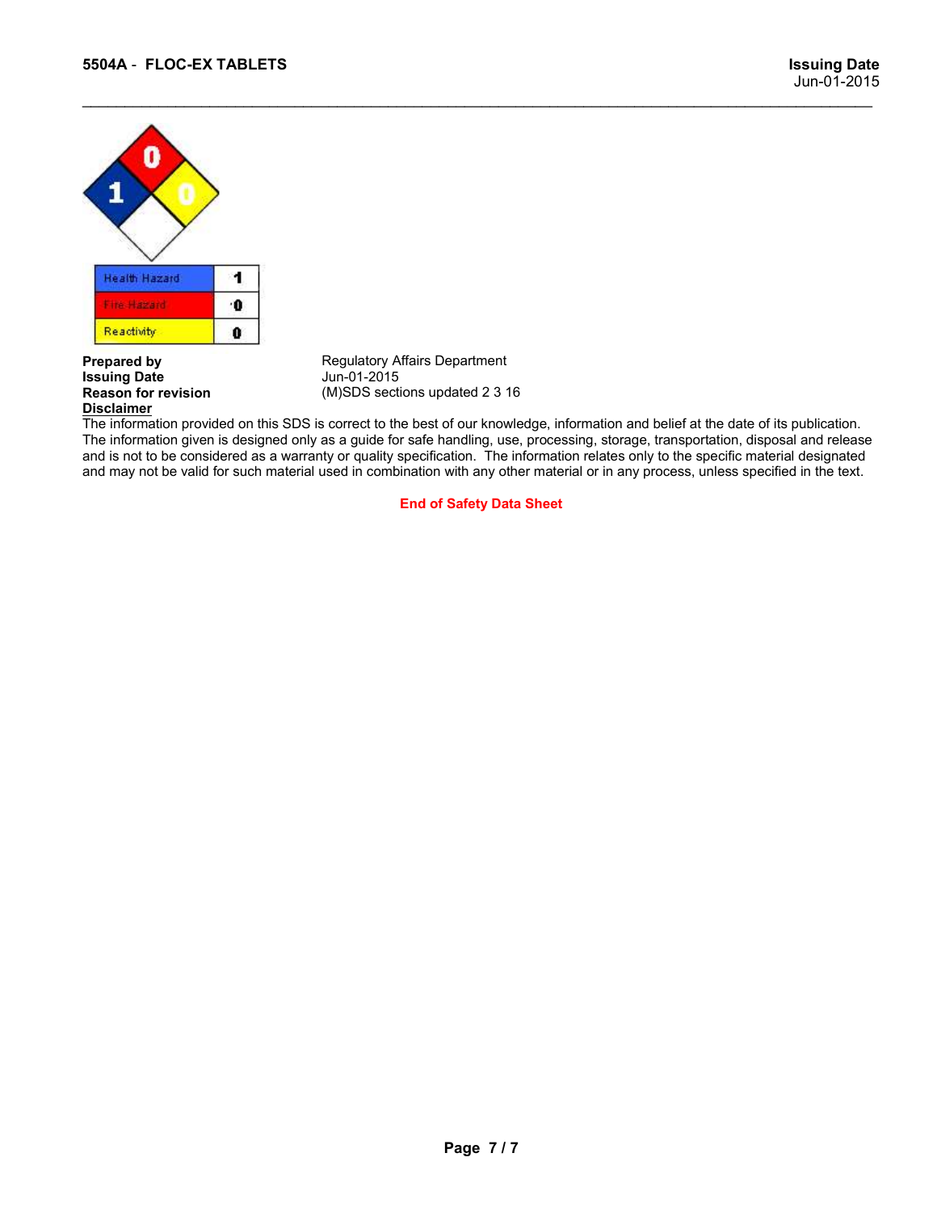| | |
|---|---|
| Health Hazard | 1 |
| Fire Hazard | 0 |
| Reactivity | 0 |

**Prepared by** Regulatory Affairs Department
**Issuing Date** Jun-01-2015
**Reason for revision** (M)SDS sections updated 2 3 16

**Disclaimer**

The information provided on this SDS is correct to the best of our knowledge, information and belief at the date of its publication. The information given is designed only as a guide for safe handling, use, processing, storage, transportation, disposal and release and is not to be considered as a warranty or quality specification. The information relates only to the specific material designated and may not be valid for such material used in combination with any other material or in any process, unless specified in the text.

**End of Safety Data Sheet**